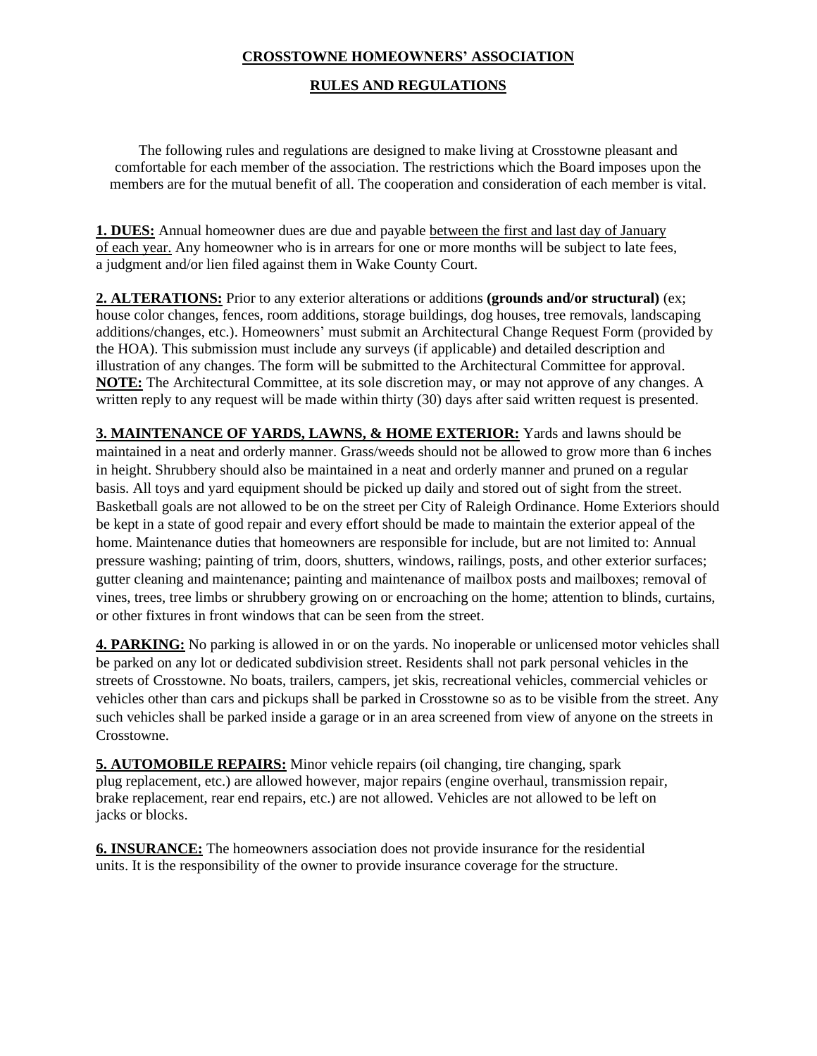# CROSSTOWNE HOMEOWNERS' ASSOCIATION

## RULES AND REGULATIONS

The following rules and regulations are designed to make living at Crosstowne pleasant and comfortable for each member of the association. The restrictions which the Board imposes upon the members are for the mutual benefit of all. The cooperation and consideration of each member is vital.

**1. DUES:** Annual homeowner dues are due and payable between the first and last day of January of each year. Any homeowner who is in arrears for one or more months will be subject to late fees, a judgment and/or lien filed against them in Wake County Court.

**2. ALTERATIONS:** Prior to any exterior alterations or additions **(grounds and/or structural)** (ex; house color changes, fences, room additions, storage buildings, dog houses, tree removals, landscaping additions/changes, etc.). Homeowners' must submit an Architectural Change Request Form (provided by the HOA). This submission must include any surveys (if applicable) and detailed description and illustration of any changes. The form will be submitted to the Architectural Committee for approval. **NOTE:** The Architectural Committee, at its sole discretion may, or may not approve of any changes. A written reply to any request will be made within thirty (30) days after said written request is presented.

**3. MAINTENANCE OF YARDS, LAWNS, & HOME EXTERIOR:** Yards and lawns should be maintained in a neat and orderly manner. Grass/weeds should not be allowed to grow more than 6 inches in height. Shrubbery should also be maintained in a neat and orderly manner and pruned on a regular basis. All toys and yard equipment should be picked up daily and stored out of sight from the street. Basketball goals are not allowed to be on the street per City of Raleigh Ordinance. Home Exteriors should be kept in a state of good repair and every effort should be made to maintain the exterior appeal of the home. Maintenance duties that homeowners are responsible for include, but are not limited to: Annual pressure washing; painting of trim, doors, shutters, windows, railings, posts, and other exterior surfaces; gutter cleaning and maintenance; painting and maintenance of mailbox posts and mailboxes; removal of vines, trees, tree limbs or shrubbery growing on or encroaching on the home; attention to blinds, curtains, or other fixtures in front windows that can be seen from the street.

**4. PARKING:** No parking is allowed in or on the yards. No inoperable or unlicensed motor vehicles shall be parked on any lot or dedicated subdivision street. Residents shall not park personal vehicles in the streets of Crosstowne. No boats, trailers, campers, jet skis, recreational vehicles, commercial vehicles or vehicles other than cars and pickups shall be parked in Crosstowne so as to be visible from the street. Any such vehicles shall be parked inside a garage or in an area screened from view of anyone on the streets in Crosstowne.

**5. AUTOMOBILE REPAIRS:** Minor vehicle repairs (oil changing, tire changing, spark plug replacement, etc.) are allowed however, major repairs (engine overhaul, transmission repair, brake replacement, rear end repairs, etc.) are not allowed. Vehicles are not allowed to be left on jacks or blocks.

**6. INSURANCE:** The homeowners association does not provide insurance for the residential units. It is the responsibility of the owner to provide insurance coverage for the structure.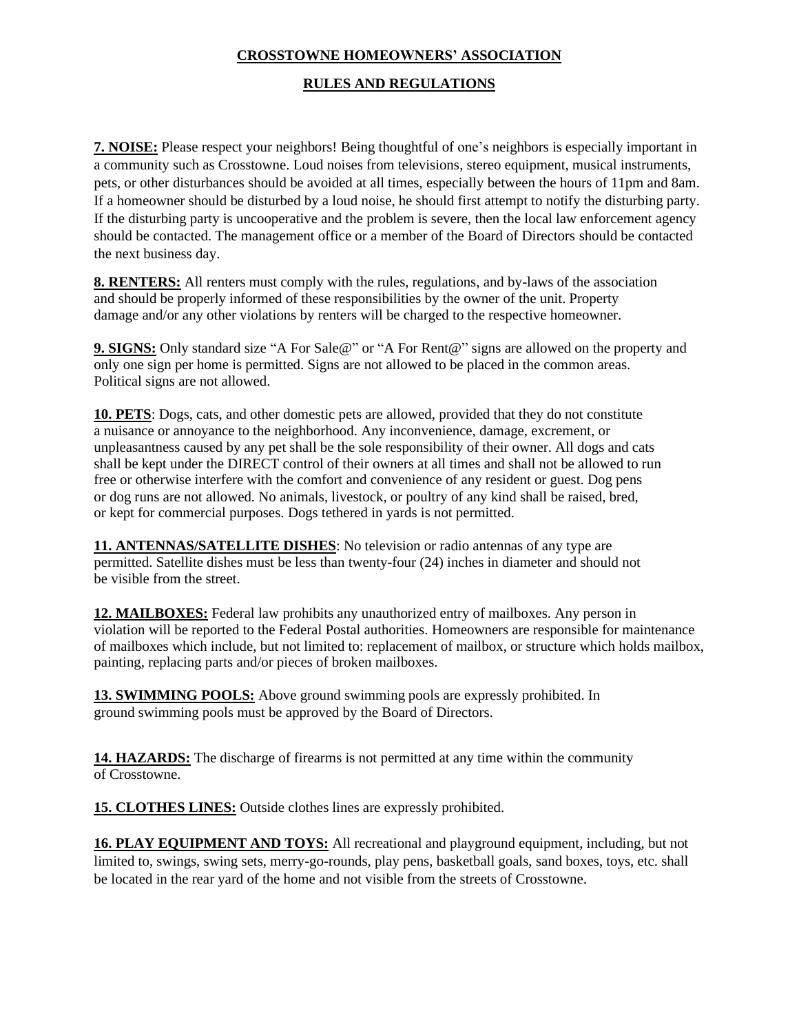**CROSSTOWNE HOMEOWNERS' ASSOCIATION**

**RULES AND REGULATIONS**

**7. NOISE:** Please respect your neighbors! Being thoughtful of one's neighbors is especially important in a community such as Crosstowne. Loud noises from televisions, stereo equipment, musical instruments, pets, or other disturbances should be avoided at all times, especially between the hours of 11pm and 8am. If a homeowner should be disturbed by a loud noise, he should first attempt to notify the disturbing party. If the disturbing party is uncooperative and the problem is severe, then the local law enforcement agency should be contacted. The management office or a member of the Board of Directors should be contacted the next business day.

**8. RENTERS:** All renters must comply with the rules, regulations, and by-laws of the association and should be properly informed of these responsibilities by the owner of the unit. Property damage and/or any other violations by renters will be charged to the respective homeowner.

**9. SIGNS:** Only standard size "A For Sale@" or "A For Rent@" signs are allowed on the property and only one sign per home is permitted. Signs are not allowed to be placed in the common areas. Political signs are not allowed.

**10. PETS**: Dogs, cats, and other domestic pets are allowed, provided that they do not constitute a nuisance or annoyance to the neighborhood. Any inconvenience, damage, excrement, or unpleasantness caused by any pet shall be the sole responsibility of their owner. All dogs and cats shall be kept under the DIRECT control of their owners at all times and shall not be allowed to run free or otherwise interfere with the comfort and convenience of any resident or guest. Dog pens or dog runs are not allowed. No animals, livestock, or poultry of any kind shall be raised, bred, or kept for commercial purposes. Dogs tethered in yards is not permitted.

**11. ANTENNAS/SATELLITE DISHES**: No television or radio antennas of any type are permitted. Satellite dishes must be less than twenty-four (24) inches in diameter and should not be visible from the street.

**12. MAILBOXES:** Federal law prohibits any unauthorized entry of mailboxes. Any person in violation will be reported to the Federal Postal authorities. Homeowners are responsible for maintenance of mailboxes which include, but not limited to: replacement of mailbox, or structure which holds mailbox, painting, replacing parts and/or pieces of broken mailboxes.

**13. SWIMMING POOLS:** Above ground swimming pools are expressly prohibited. In ground swimming pools must be approved by the Board of Directors.

**14. HAZARDS:** The discharge of firearms is not permitted at any time within the community of Crosstowne.

**15. CLOTHES LINES:** Outside clothes lines are expressly prohibited.

**16. PLAY EQUIPMENT AND TOYS:** All recreational and playground equipment, including, but not limited to, swings, swing sets, merry-go-rounds, play pens, basketball goals, sand boxes, toys, etc. shall be located in the rear yard of the home and not visible from the streets of Crosstowne.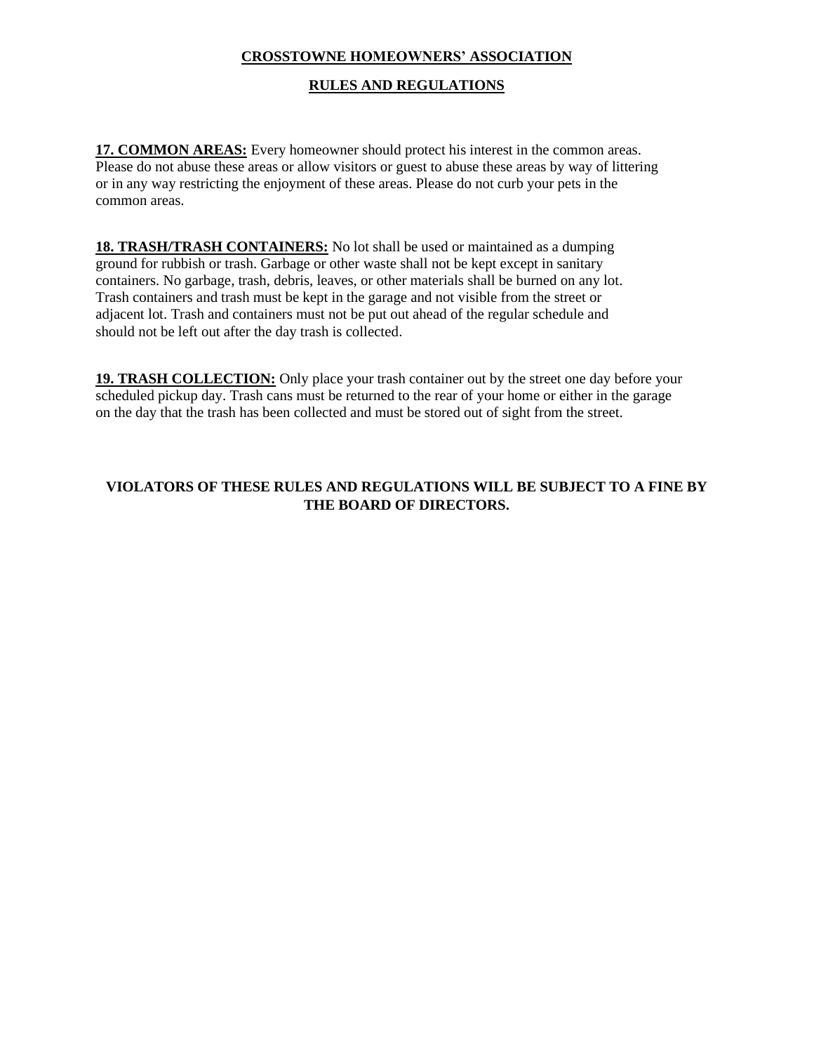**CROSSTOWNE HOMEOWNERS' ASSOCIATION**

**RULES AND REGULATIONS**

**17. COMMON AREAS:** Every homeowner should protect his interest in the common areas. Please do not abuse these areas or allow visitors or guest to abuse these areas by way of littering or in any way restricting the enjoyment of these areas. Please do not curb your pets in the common areas.

**18. TRASH/TRASH CONTAINERS:** No lot shall be used or maintained as a dumping ground for rubbish or trash. Garbage or other waste shall not be kept except in sanitary containers. No garbage, trash, debris, leaves, or other materials shall be burned on any lot. Trash containers and trash must be kept in the garage and not visible from the street or adjacent lot. Trash and containers must not be put out ahead of the regular schedule and should not be left out after the day trash is collected.

**19. TRASH COLLECTION:** Only place your trash container out by the street one day before your scheduled pickup day. Trash cans must be returned to the rear of your home or either in the garage on the day that the trash has been collected and must be stored out of sight from the street.

**VIOLATORS OF THESE RULES AND REGULATIONS WILL BE SUBJECT TO A FINE BY THE BOARD OF DIRECTORS.**